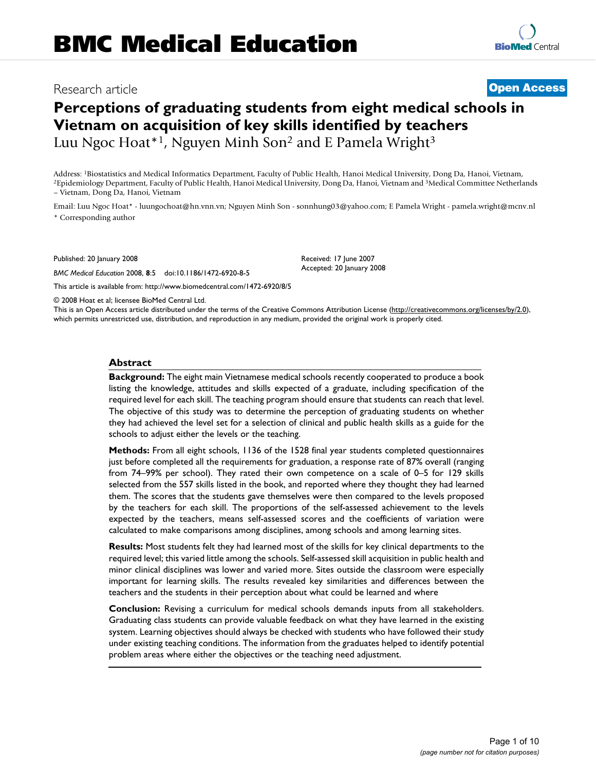# BMC Medical Education

Research article

**Open Access**

# Perceptions of graduating students from eight medical schools in Vietnam on acquisition of key skills identified by teachers

Luu Ngoc Hoat*[1], Nguyen Minh Son[2] and E Pamela Wright[3]

Address: [1]Biostatistics and Medical Informatics Department, Faculty of Public Health, Hanoi Medical University, Dong Da, Hanoi, Vietnam, [2]Epidemiology Department, Faculty of Public Health, Hanoi Medical University, Dong Da, Hanoi, Vietnam and [3]Medical Committee Netherlands – Vietnam, Dong Da, Hanoi, Vietnam

Email: Luu Ngoc Hoat* - luungochoat@hn.vnn.vn; Nguyen Minh Son - sonnhung03@yahoo.com; E Pamela Wright - pamela.wright@mcnv.nl

\* Corresponding author

Published: 20 January 2008

*BMC Medical Education* 2008, **8**:5 doi:10.1186/1472-6920-8-5

Received: 17 June 2007
Accepted: 20 January 2008

This article is available from: http://www.biomedcentral.com/1472-6920/8/5

© 2008 Hoat et al; licensee BioMed Central Ltd.

This is an Open Access article distributed under the terms of the Creative Commons Attribution License (http://creativecommons.org/licenses/by/2.0), which permits unrestricted use, distribution, and reproduction in any medium, provided the original work is properly cited.

## Abstract

**Background:** The eight main Vietnamese medical schools recently cooperated to produce a book listing the knowledge, attitudes and skills expected of a graduate, including specification of the required level for each skill. The teaching program should ensure that students can reach that level. The objective of this study was to determine the perception of graduating students on whether they had achieved the level set for a selection of clinical and public health skills as a guide for the schools to adjust either the levels or the teaching.

**Methods:** From all eight schools, 1136 of the 1528 final year students completed questionnaires just before completed all the requirements for graduation, a response rate of 87% overall (ranging from 74–99% per school). They rated their own competence on a scale of 0–5 for 129 skills selected from the 557 skills listed in the book, and reported where they thought they had learned them. The scores that the students gave themselves were then compared to the levels proposed by the teachers for each skill. The proportions of the self-assessed achievement to the levels expected by the teachers, means self-assessed scores and the coefficients of variation were calculated to make comparisons among disciplines, among schools and among learning sites.

**Results:** Most students felt they had learned most of the skills for key clinical departments to the required level; this varied little among the schools. Self-assessed skill acquisition in public health and minor clinical disciplines was lower and varied more. Sites outside the classroom were especially important for learning skills. The results revealed key similarities and differences between the teachers and the students in their perception about what could be learned and where

**Conclusion:** Revising a curriculum for medical schools demands inputs from all stakeholders. Graduating class students can provide valuable feedback on what they have learned in the existing system. Learning objectives should always be checked with students who have followed their study under existing teaching conditions. The information from the graduates helped to identify potential problem areas where either the objectives or the teaching need adjustment.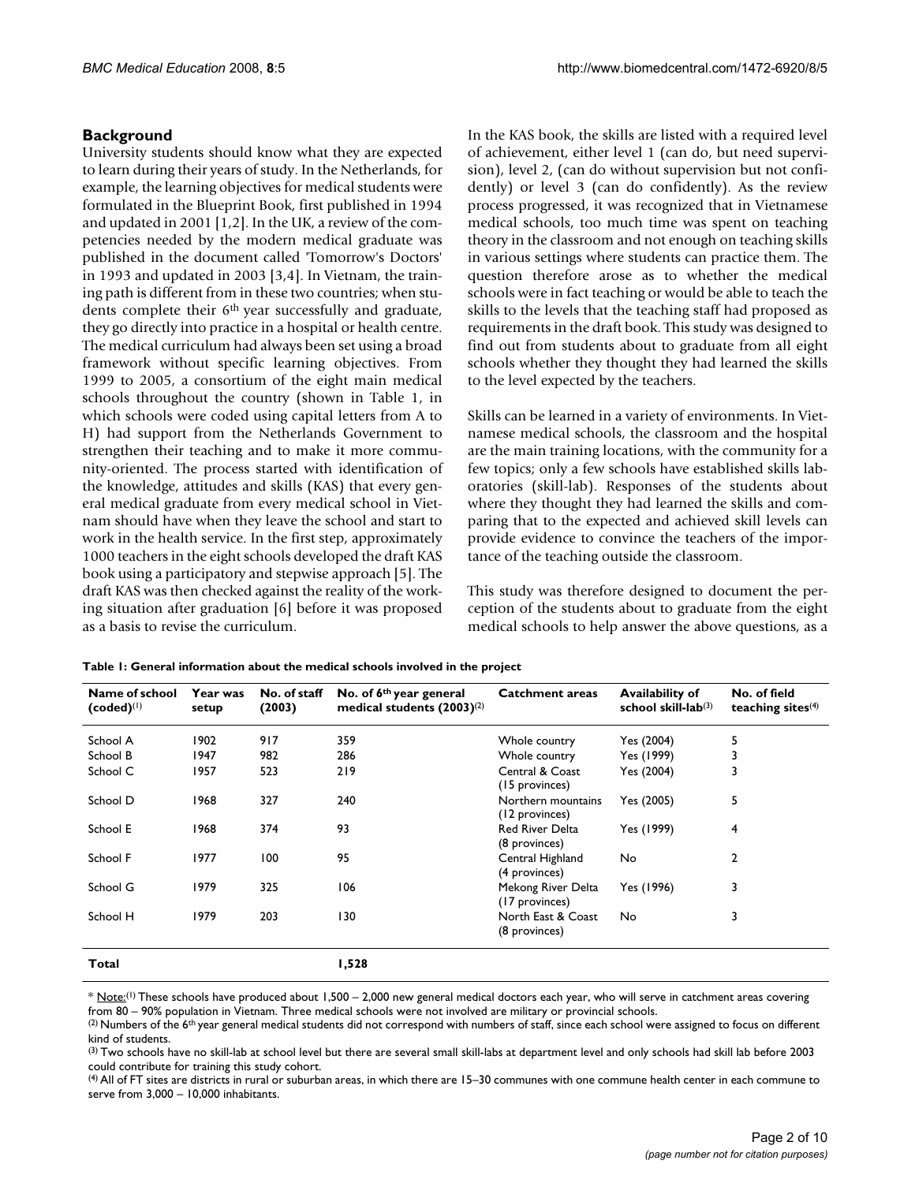## Background

University students should know what they are expected to learn during their years of study. In the Netherlands, for example, the learning objectives for medical students were formulated in the Blueprint Book, first published in 1994 and updated in 2001 [1,2]. In the UK, a review of the competencies needed by the modern medical graduate was published in the document called 'Tomorrow's Doctors' in 1993 and updated in 2003 [3,4]. In Vietnam, the training path is different from in these two countries; when students complete their 6th year successfully and graduate, they go directly into practice in a hospital or health centre. The medical curriculum had always been set using a broad framework without specific learning objectives. From 1999 to 2005, a consortium of the eight main medical schools throughout the country (shown in Table 1, in which schools were coded using capital letters from A to H) had support from the Netherlands Government to strengthen their teaching and to make it more community-oriented. The process started with identification of the knowledge, attitudes and skills (KAS) that every general medical graduate from every medical school in Vietnam should have when they leave the school and start to work in the health service. In the first step, approximately 1000 teachers in the eight schools developed the draft KAS book using a participatory and stepwise approach [5]. The draft KAS was then checked against the reality of the working situation after graduation [6] before it was proposed as a basis to revise the curriculum.

In the KAS book, the skills are listed with a required level of achievement, either level 1 (can do, but need supervision), level 2, (can do without supervision but not confidently) or level 3 (can do confidently). As the review process progressed, it was recognized that in Vietnamese medical schools, too much time was spent on teaching theory in the classroom and not enough on teaching skills in various settings where students can practice them. The question therefore arose as to whether the medical schools were in fact teaching or would be able to teach the skills to the levels that the teaching staff had proposed as requirements in the draft book. This study was designed to find out from students about to graduate from all eight schools whether they thought they had learned the skills to the level expected by the teachers.

Skills can be learned in a variety of environments. In Vietnamese medical schools, the classroom and the hospital are the main training locations, with the community for a few topics; only a few schools have established skills laboratories (skill-lab). Responses of the students about where they thought they had learned the skills and comparing that to the expected and achieved skill levels can provide evidence to convince the teachers of the importance of the teaching outside the classroom.

This study was therefore designed to document the perception of the students about to graduate from the eight medical schools to help answer the above questions, as a

**Table 1: General information about the medical schools involved in the project**

| Name of school (coded)(1) | Year was setup | No. of staff (2003) | No. of 6th year general medical students (2003)(2) | Catchment areas | Availability of school skill-lab(3) | No. of field teaching sites(4) |
|---|---|---|---|---|---|---|
| School A | 1902 | 917 | 359 | Whole country | Yes (2004) | 5 |
| School B | 1947 | 982 | 286 | Whole country | Yes (1999) | 3 |
| School C | 1957 | 523 | 219 | Central & Coast (15 provinces) | Yes (2004) | 3 |
| School D | 1968 | 327 | 240 | Northern mountains (12 provinces) | Yes (2005) | 5 |
| School E | 1968 | 374 | 93 | Red River Delta (8 provinces) | Yes (1999) | 4 |
| School F | 1977 | 100 | 95 | Central Highland (4 provinces) | No | 2 |
| School G | 1979 | 325 | 106 | Mekong River Delta (17 provinces) | Yes (1996) | 3 |
| School H | 1979 | 203 | 130 | North East & Coast (8 provinces) | No | 3 |
| **Total** | | | **1,528** | | | |

\* Note:(1) These schools have produced about 1,500 – 2,000 new general medical doctors each year, who will serve in catchment areas covering from 80 – 90% population in Vietnam. Three medical schools were not involved are military or provincial schools.

(2) Numbers of the 6th year general medical students did not correspond with numbers of staff, since each school were assigned to focus on different kind of students.

(3) Two schools have no skill-lab at school level but there are several small skill-labs at department level and only schools had skill lab before 2003 could contribute for training this study cohort.

(4) All of FT sites are districts in rural or suburban areas, in which there are 15–30 communes with one commune health center in each commune to serve from 3,000 – 10,000 inhabitants.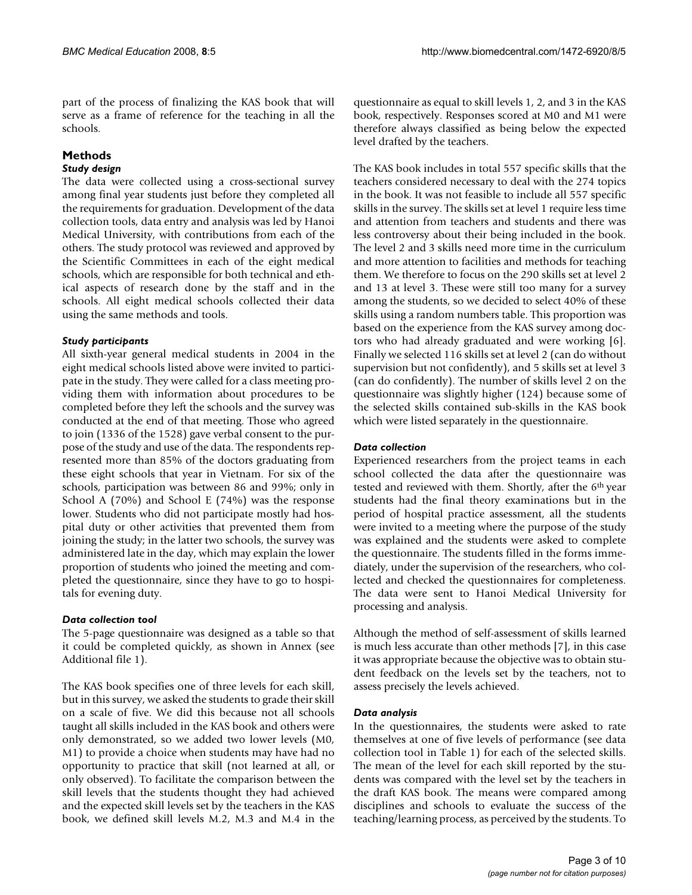part of the process of finalizing the KAS book that will serve as a frame of reference for the teaching in all the schools.

## Methods

### *Study design*

The data were collected using a cross-sectional survey among final year students just before they completed all the requirements for graduation. Development of the data collection tools, data entry and analysis was led by Hanoi Medical University, with contributions from each of the others. The study protocol was reviewed and approved by the Scientific Committees in each of the eight medical schools, which are responsible for both technical and ethical aspects of research done by the staff and in the schools. All eight medical schools collected their data using the same methods and tools.

### *Study participants*

All sixth-year general medical students in 2004 in the eight medical schools listed above were invited to participate in the study. They were called for a class meeting providing them with information about procedures to be completed before they left the schools and the survey was conducted at the end of that meeting. Those who agreed to join (1336 of the 1528) gave verbal consent to the purpose of the study and use of the data. The respondents represented more than 85% of the doctors graduating from these eight schools that year in Vietnam. For six of the schools, participation was between 86 and 99%; only in School A (70%) and School E (74%) was the response lower. Students who did not participate mostly had hospital duty or other activities that prevented them from joining the study; in the latter two schools, the survey was administered late in the day, which may explain the lower proportion of students who joined the meeting and completed the questionnaire, since they have to go to hospitals for evening duty.

### *Data collection tool*

The 5-page questionnaire was designed as a table so that it could be completed quickly, as shown in Annex (see Additional file 1).

The KAS book specifies one of three levels for each skill, but in this survey, we asked the students to grade their skill on a scale of five. We did this because not all schools taught all skills included in the KAS book and others were only demonstrated, so we added two lower levels (M0, M1) to provide a choice when students may have had no opportunity to practice that skill (not learned at all, or only observed). To facilitate the comparison between the skill levels that the students thought they had achieved and the expected skill levels set by the teachers in the KAS book, we defined skill levels M.2, M.3 and M.4 in the questionnaire as equal to skill levels 1, 2, and 3 in the KAS book, respectively. Responses scored at M0 and M1 were therefore always classified as being below the expected level drafted by the teachers.

The KAS book includes in total 557 specific skills that the teachers considered necessary to deal with the 274 topics in the book. It was not feasible to include all 557 specific skills in the survey. The skills set at level 1 require less time and attention from teachers and students and there was less controversy about their being included in the book. The level 2 and 3 skills need more time in the curriculum and more attention to facilities and methods for teaching them. We therefore to focus on the 290 skills set at level 2 and 13 at level 3. These were still too many for a survey among the students, so we decided to select 40% of these skills using a random numbers table. This proportion was based on the experience from the KAS survey among doctors who had already graduated and were working [6]. Finally we selected 116 skills set at level 2 (can do without supervision but not confidently), and 5 skills set at level 3 (can do confidently). The number of skills level 2 on the questionnaire was slightly higher (124) because some of the selected skills contained sub-skills in the KAS book which were listed separately in the questionnaire.

### *Data collection*

Experienced researchers from the project teams in each school collected the data after the questionnaire was tested and reviewed with them. Shortly, after the 6th year students had the final theory examinations but in the period of hospital practice assessment, all the students were invited to a meeting where the purpose of the study was explained and the students were asked to complete the questionnaire. The students filled in the forms immediately, under the supervision of the researchers, who collected and checked the questionnaires for completeness. The data were sent to Hanoi Medical University for processing and analysis.

Although the method of self-assessment of skills learned is much less accurate than other methods [7], in this case it was appropriate because the objective was to obtain student feedback on the levels set by the teachers, not to assess precisely the levels achieved.

### *Data analysis*

In the questionnaires, the students were asked to rate themselves at one of five levels of performance (see data collection tool in Table 1) for each of the selected skills. The mean of the level for each skill reported by the students was compared with the level set by the teachers in the draft KAS book. The means were compared among disciplines and schools to evaluate the success of the teaching/learning process, as perceived by the students. To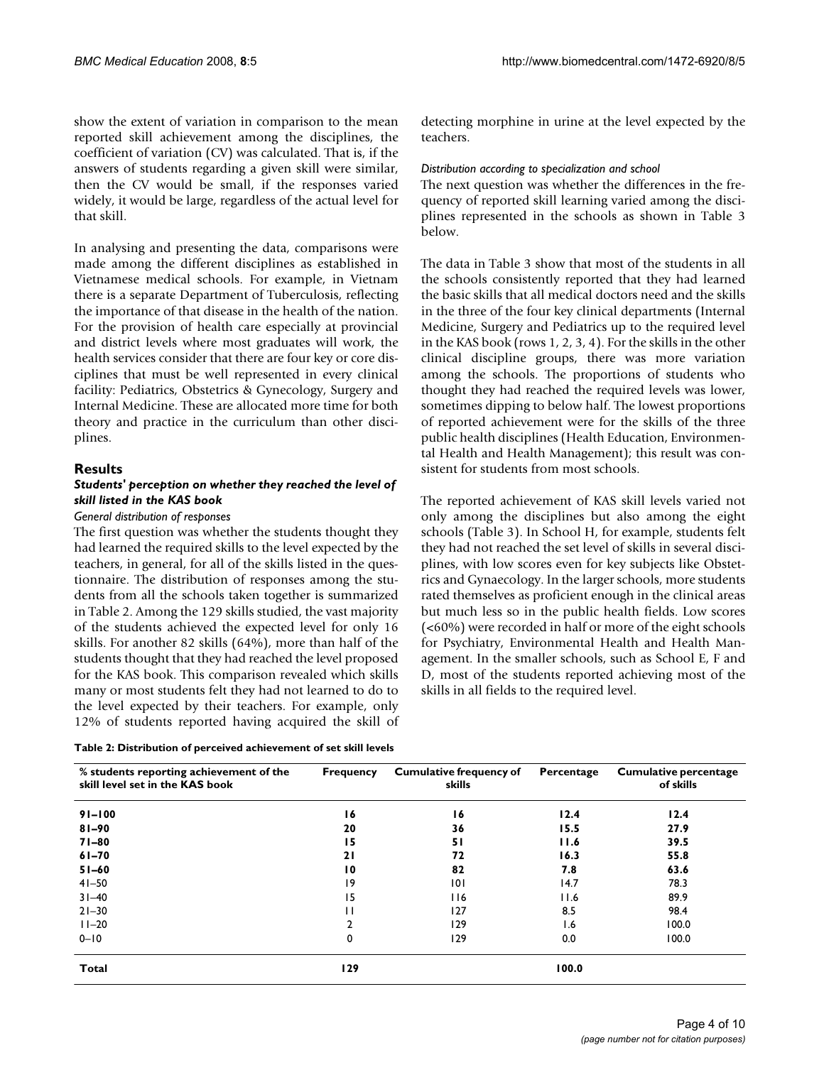show the extent of variation in comparison to the mean reported skill achievement among the disciplines, the coefficient of variation (CV) was calculated. That is, if the answers of students regarding a given skill were similar, then the CV would be small, if the responses varied widely, it would be large, regardless of the actual level for that skill.

In analysing and presenting the data, comparisons were made among the different disciplines as established in Vietnamese medical schools. For example, in Vietnam there is a separate Department of Tuberculosis, reflecting the importance of that disease in the health of the nation. For the provision of health care especially at provincial and district levels where most graduates will work, the health services consider that there are four key or core disciplines that must be well represented in every clinical facility: Pediatrics, Obstetrics & Gynecology, Surgery and Internal Medicine. These are allocated more time for both theory and practice in the curriculum than other disciplines.

## Results

### Students' perception on whether they reached the level of skill listed in the KAS book

#### General distribution of responses

The first question was whether the students thought they had learned the required skills to the level expected by the teachers, in general, for all of the skills listed in the questionnaire. The distribution of responses among the students from all the schools taken together is summarized in Table 2. Among the 129 skills studied, the vast majority of the students achieved the expected level for only 16 skills. For another 82 skills (64%), more than half of the students thought that they had reached the level proposed for the KAS book. This comparison revealed which skills many or most students felt they had not learned to do to the level expected by their teachers. For example, only 12% of students reported having acquired the skill of detecting morphine in urine at the level expected by the teachers.

#### Distribution according to specialization and school

The next question was whether the differences in the frequency of reported skill learning varied among the disciplines represented in the schools as shown in Table 3 below.

The data in Table 3 show that most of the students in all the schools consistently reported that they had learned the basic skills that all medical doctors need and the skills in the three of the four key clinical departments (Internal Medicine, Surgery and Pediatrics up to the required level in the KAS book (rows 1, 2, 3, 4). For the skills in the other clinical discipline groups, there was more variation among the schools. The proportions of students who thought they had reached the required levels was lower, sometimes dipping to below half. The lowest proportions of reported achievement were for the skills of the three public health disciplines (Health Education, Environmental Health and Health Management); this result was consistent for students from most schools.

The reported achievement of KAS skill levels varied not only among the disciplines but also among the eight schools (Table 3). In School H, for example, students felt they had not reached the set level of skills in several disciplines, with low scores even for key subjects like Obstetrics and Gynaecology. In the larger schools, more students rated themselves as proficient enough in the clinical areas but much less so in the public health fields. Low scores (<60%) were recorded in half or more of the eight schools for Psychiatry, Environmental Health and Health Management. In the smaller schools, such as School E, F and D, most of the students reported achieving most of the skills in all fields to the required level.

**Table 2: Distribution of perceived achievement of set skill levels**

| % students reporting achievement of the skill level set in the KAS book | Frequency | Cumulative frequency of skills | Percentage | Cumulative percentage of skills |
|---|---|---|---|---|
| **91–100** | **16** | **16** | **12.4** | **12.4** |
| **81–90** | **20** | **36** | **15.5** | **27.9** |
| **71–80** | **15** | **51** | **11.6** | **39.5** |
| **61–70** | **21** | **72** | **16.3** | **55.8** |
| **51–60** | **10** | **82** | **7.8** | **63.6** |
| 41–50 | 19 | 101 | 14.7 | 78.3 |
| 31–40 | 15 | 116 | 11.6 | 89.9 |
| 21–30 | 11 | 127 | 8.5 | 98.4 |
| 11–20 | 2 | 129 | 1.6 | 100.0 |
| 0–10 | 0 | 129 | 0.0 | 100.0 |
| **Total** | **129** | | **100.0** | |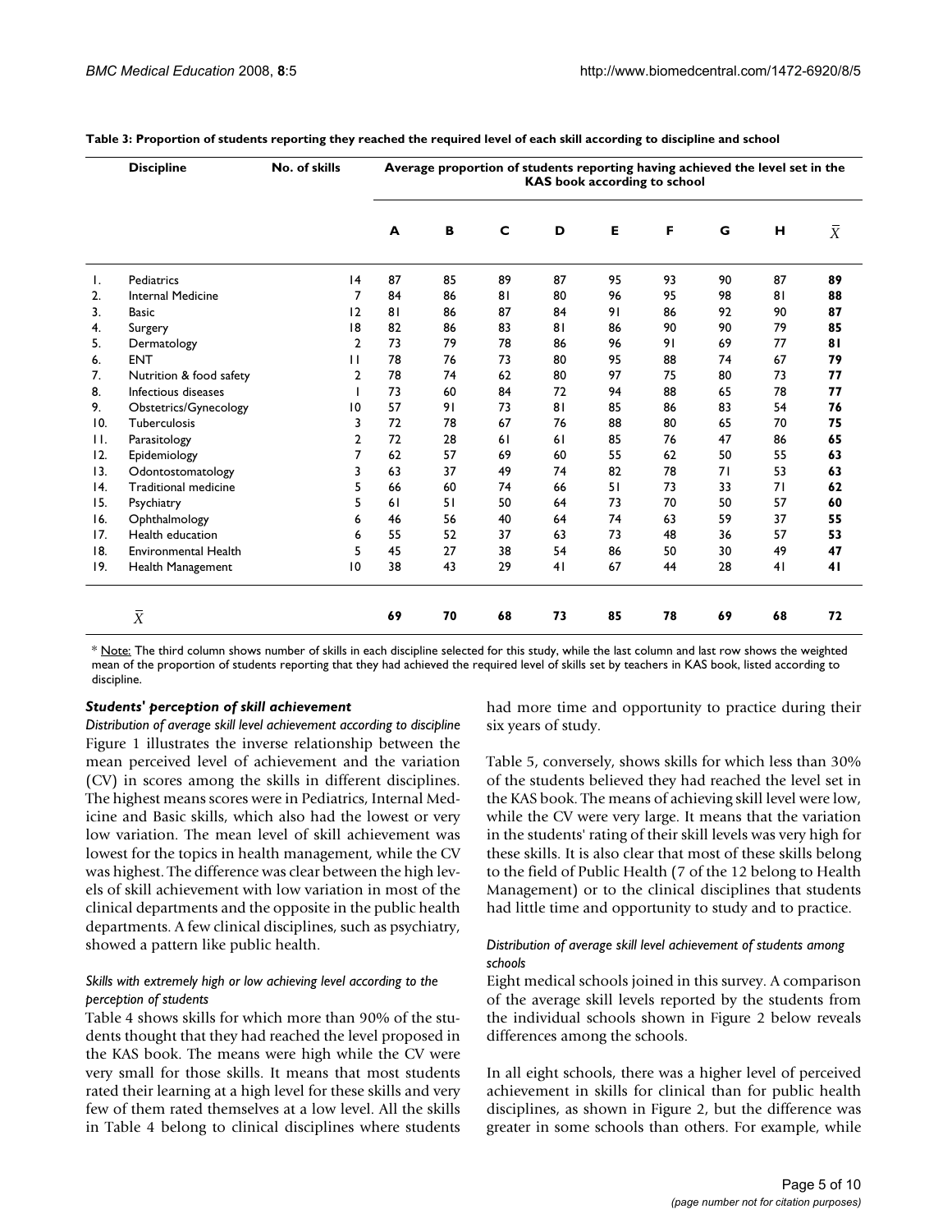**Table 3: Proportion of students reporting they reached the required level of each skill according to discipline and school**

| | Discipline | No. of skills | Average proportion of students reporting having achieved the level set in the KAS book according to school | | | | | | | | |
|---|---|---|---|---|---|---|---|---|---|---|---|
| | | | A | B | C | D | E | F | G | H | $\bar{X}$ |
| 1. | Pediatrics | 14 | 87 | 85 | 89 | 87 | 95 | 93 | 90 | 87 | **89** |
| 2. | Internal Medicine | 7 | 84 | 86 | 81 | 80 | 96 | 95 | 98 | 81 | **88** |
| 3. | Basic | 12 | 81 | 86 | 87 | 84 | 91 | 86 | 92 | 90 | **87** |
| 4. | Surgery | 18 | 82 | 86 | 83 | 81 | 86 | 90 | 90 | 79 | **85** |
| 5. | Dermatology | 2 | 73 | 79 | 78 | 86 | 96 | 91 | 69 | 77 | **81** |
| 6. | ENT | 11 | 78 | 76 | 73 | 80 | 95 | 88 | 74 | 67 | **79** |
| 7. | Nutrition & food safety | 2 | 78 | 74 | 62 | 80 | 97 | 75 | 80 | 73 | **77** |
| 8. | Infectious diseases | 1 | 73 | 60 | 84 | 72 | 94 | 88 | 65 | 78 | **77** |
| 9. | Obstetrics/Gynecology | 10 | 57 | 91 | 73 | 81 | 85 | 86 | 83 | 54 | **76** |
| 10. | Tuberculosis | 3 | 72 | 78 | 67 | 76 | 88 | 80 | 65 | 70 | **75** |
| 11. | Parasitology | 2 | 72 | 28 | 61 | 61 | 85 | 76 | 47 | 86 | **65** |
| 12. | Epidemiology | 7 | 62 | 57 | 69 | 60 | 55 | 62 | 50 | 55 | **63** |
| 13. | Odontostomatology | 3 | 63 | 37 | 49 | 74 | 82 | 78 | 71 | 53 | **63** |
| 14. | Traditional medicine | 5 | 66 | 60 | 74 | 66 | 51 | 73 | 33 | 71 | **62** |
| 15. | Psychiatry | 5 | 61 | 51 | 50 | 64 | 73 | 70 | 50 | 57 | **60** |
| 16. | Ophthalmology | 6 | 46 | 56 | 40 | 64 | 74 | 63 | 59 | 37 | **55** |
| 17. | Health education | 6 | 55 | 52 | 37 | 63 | 73 | 48 | 36 | 57 | **53** |
| 18. | Environmental Health | 5 | 45 | 27 | 38 | 54 | 86 | 50 | 30 | 49 | **47** |
| 19. | Health Management | 10 | 38 | 43 | 29 | 41 | 67 | 44 | 28 | 41 | **41** |
| | $\bar{X}$ | | **69** | **70** | **68** | **73** | **85** | **78** | **69** | **68** | **72** |

* Note: The third column shows number of skills in each discipline selected for this study, while the last column and last row shows the weighted mean of the proportion of students reporting that they had achieved the required level of skills set by teachers in KAS book, listed according to discipline.

### *Students' perception of skill achievement*

*Distribution of average skill level achievement according to discipline*

Figure 1 illustrates the inverse relationship between the mean perceived level of achievement and the variation (CV) in scores among the skills in different disciplines. The highest means scores were in Pediatrics, Internal Medicine and Basic skills, which also had the lowest or very low variation. The mean level of skill achievement was lowest for the topics in health management, while the CV was highest. The difference was clear between the high levels of skill achievement with low variation in most of the clinical departments and the opposite in the public health departments. A few clinical disciplines, such as psychiatry, showed a pattern like public health.

*Skills with extremely high or low achieving level according to the perception of students*

Table 4 shows skills for which more than 90% of the students thought that they had reached the level proposed in the KAS book. The means were high while the CV were very small for those skills. It means that most students rated their learning at a high level for these skills and very few of them rated themselves at a low level. All the skills in Table 4 belong to clinical disciplines where students had more time and opportunity to practice during their six years of study.

Table 5, conversely, shows skills for which less than 30% of the students believed they had reached the level set in the KAS book. The means of achieving skill level were low, while the CV were very large. It means that the variation in the students' rating of their skill levels was very high for these skills. It is also clear that most of these skills belong to the field of Public Health (7 of the 12 belong to Health Management) or to the clinical disciplines that students had little time and opportunity to study and to practice.

*Distribution of average skill level achievement of students among schools*

Eight medical schools joined in this survey. A comparison of the average skill levels reported by the students from the individual schools shown in Figure 2 below reveals differences among the schools.

In all eight schools, there was a higher level of perceived achievement in skills for clinical than for public health disciplines, as shown in Figure 2, but the difference was greater in some schools than others. For example, while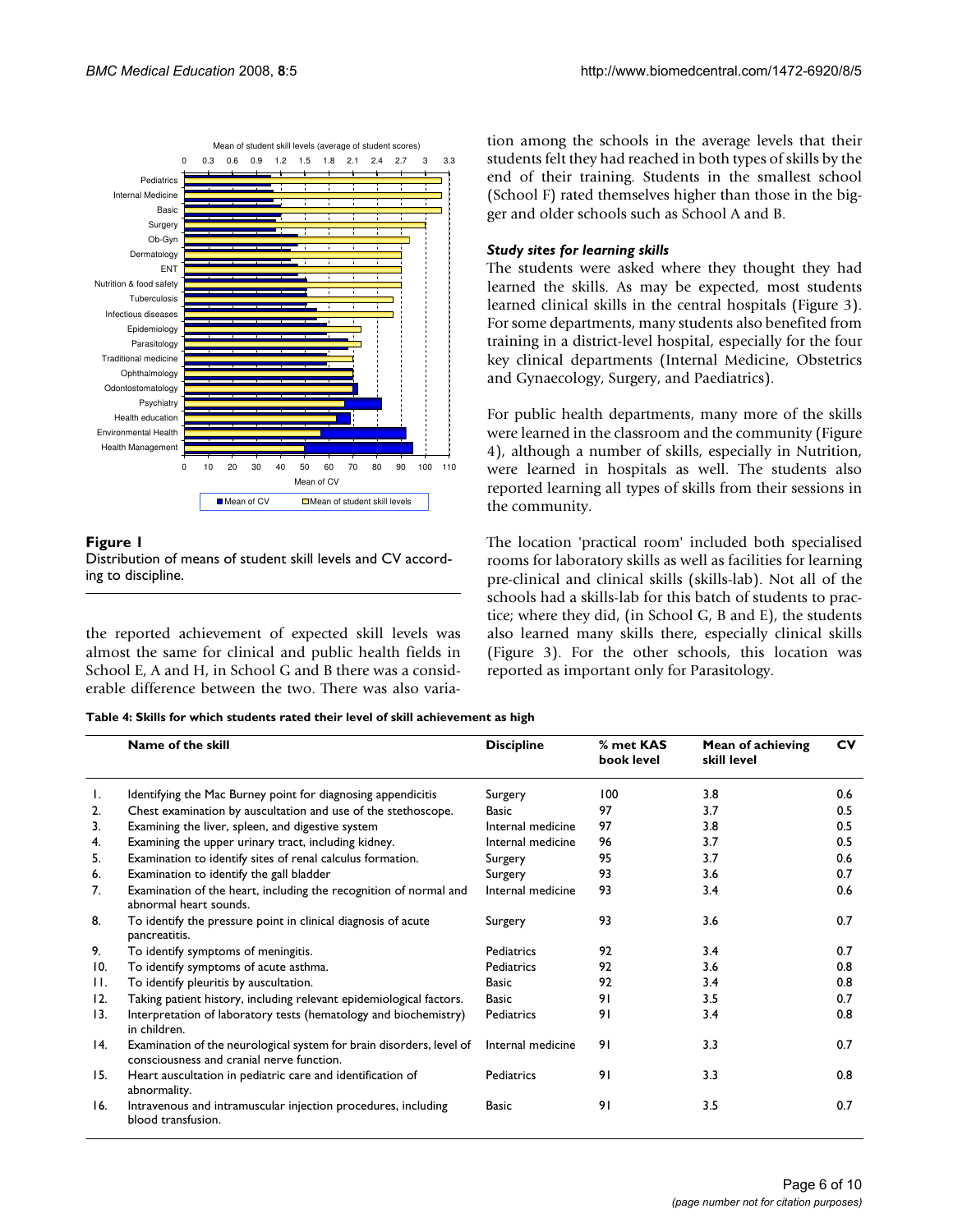**Figure 1**

Distribution of means of student skill levels and CV according to discipline.

the reported achievement of expected skill levels was almost the same for clinical and public health fields in School E, A and H, in School G and B there was a considerable difference between the two. There was also variation among the schools in the average levels that their students felt they had reached in both types of skills by the end of their training. Students in the smallest school (School F) rated themselves higher than those in the bigger and older schools such as School A and B.

#### *Study sites for learning skills*

The students were asked where they thought they had learned the skills. As may be expected, most students learned clinical skills in the central hospitals (Figure 3). For some departments, many students also benefited from training in a district-level hospital, especially for the four key clinical departments (Internal Medicine, Obstetrics and Gynaecology, Surgery, and Paediatrics).

For public health departments, many more of the skills were learned in the classroom and the community (Figure 4), although a number of skills, especially in Nutrition, were learned in hospitals as well. The students also reported learning all types of skills from their sessions in the community.

The location 'practical room' included both specialised rooms for laboratory skills as well as facilities for learning pre-clinical and clinical skills (skills-lab). Not all of the schools had a skills-lab for this batch of students to practice; where they did, (in School G, B and E), the students also learned many skills there, especially clinical skills (Figure 3). For the other schools, this location was reported as important only for Parasitology.

**Table 4: Skills for which students rated their level of skill achievement as high**

| | Name of the skill | Discipline | % met KAS book level | Mean of achieving skill level | CV |
|---|---|---|---|---|---|
| 1. | Identifying the Mac Burney point for diagnosing appendicitis | Surgery | 100 | 3.8 | 0.6 |
| 2. | Chest examination by auscultation and use of the stethoscope. | Basic | 97 | 3.7 | 0.5 |
| 3. | Examining the liver, spleen, and digestive system | Internal medicine | 97 | 3.8 | 0.5 |
| 4. | Examining the upper urinary tract, including kidney. | Internal medicine | 96 | 3.7 | 0.5 |
| 5. | Examination to identify sites of renal calculus formation. | Surgery | 95 | 3.7 | 0.6 |
| 6. | Examination to identify the gall bladder | Surgery | 93 | 3.6 | 0.7 |
| 7. | Examination of the heart, including the recognition of normal and abnormal heart sounds. | Internal medicine | 93 | 3.4 | 0.6 |
| 8. | To identify the pressure point in clinical diagnosis of acute pancreatitis. | Surgery | 93 | 3.6 | 0.7 |
| 9. | To identify symptoms of meningitis. | Pediatrics | 92 | 3.4 | 0.7 |
| 10. | To identify symptoms of acute asthma. | Pediatrics | 92 | 3.6 | 0.8 |
| 11. | To identify pleuritis by auscultation. | Basic | 92 | 3.4 | 0.8 |
| 12. | Taking patient history, including relevant epidemiological factors. | Basic | 91 | 3.5 | 0.7 |
| 13. | Interpretation of laboratory tests (hematology and biochemistry) in children. | Pediatrics | 91 | 3.4 | 0.8 |
| 14. | Examination of the neurological system for brain disorders, level of consciousness and cranial nerve function. | Internal medicine | 91 | 3.3 | 0.7 |
| 15. | Heart auscultation in pediatric care and identification of abnormality. | Pediatrics | 91 | 3.3 | 0.8 |
| 16. | Intravenous and intramuscular injection procedures, including blood transfusion. | Basic | 91 | 3.5 | 0.7 |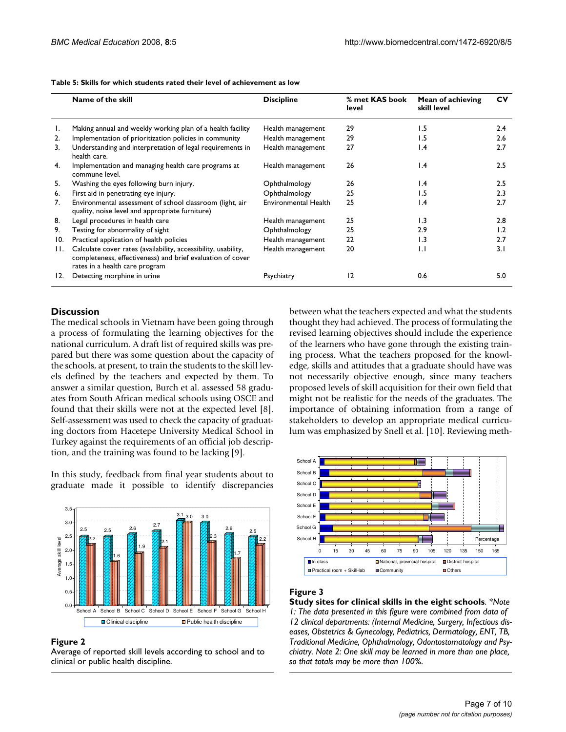**Table 5: Skills for which students rated their level of achievement as low**

| | Name of the skill | Discipline | % met KAS book level | Mean of achieving skill level | CV |
|---|---|---|---|---|---|
| 1. | Making annual and weekly working plan of a health facility | Health management | 29 | 1.5 | 2.4 |
| 2. | Implementation of prioritization policies in community | Health management | 29 | 1.5 | 2.6 |
| 3. | Understanding and interpretation of legal requirements in health care. | Health management | 27 | 1.4 | 2.7 |
| 4. | Implementation and managing health care programs at commune level. | Health management | 26 | 1.4 | 2.5 |
| 5. | Washing the eyes following burn injury. | Ophthalmology | 26 | 1.4 | 2.5 |
| 6. | First aid in penetrating eye injury. | Ophthalmology | 25 | 1.5 | 2.3 |
| 7. | Environmental assessment of school classroom (light, air quality, noise level and appropriate furniture) | Environmental Health | 25 | 1.4 | 2.7 |
| 8. | Legal procedures in health care | Health management | 25 | 1.3 | 2.8 |
| 9. | Testing for abnormality of sight | Ophthalmology | 25 | 2.9 | 1.2 |
| 10. | Practical application of health policies | Health management | 22 | 1.3 | 2.7 |
| 11. | Calculate cover rates (availability, accessibility, usability, completeness, effectiveness) and brief evaluation of cover rates in a health care program | Health management | 20 | 1.1 | 3.1 |
| 12. | Detecting morphine in urine | Psychiatry | 12 | 0.6 | 5.0 |

## Discussion

The medical schools in Vietnam have been going through a process of formulating the learning objectives for the national curriculum. A draft list of required skills was prepared but there was some question about the capacity of the schools, at present, to train the students to the skill levels defined by the teachers and expected by them. To answer a similar question, Burch et al. assessed 58 graduates from South African medical schools using OSCE and found that their skills were not at the expected level [8]. Self-assessment was used to check the capacity of graduating doctors from Hacetepe University Medical School in Turkey against the requirements of an official job description, and the training was found to be lacking [9].

In this study, feedback from final year students about to graduate made it possible to identify discrepancies between what the teachers expected and what the students thought they had achieved. The process of formulating the revised learning objectives should include the experience of the learners who have gone through the existing training process. What the teachers proposed for the knowledge, skills and attitudes that a graduate should have was not necessarily objective enough, since many teachers proposed levels of skill acquisition for their own field that might not be realistic for the needs of the graduates. The importance of obtaining information from a range of stakeholders to develop an appropriate medical curriculum was emphasized by Snell et al. [10]. Reviewing meth-

**Figure 2**
Average of reported skill levels according to school and to clinical or public health discipline.

**Figure 3**
**Study sites for clinical skills in the eight schools**. *\*Note 1: The data presented in this figure were combined from data of 12 clinical departments: (Internal Medicine, Surgery, Infectious diseases, Obstetrics & Gynecology, Pediatrics, Dermatology, ENT, TB, Traditional Medicine, Ophthalmology, Odontostomatology and Psychiatry. Note 2: One skill may be learned in more than one place, so that totals may be more than 100%.*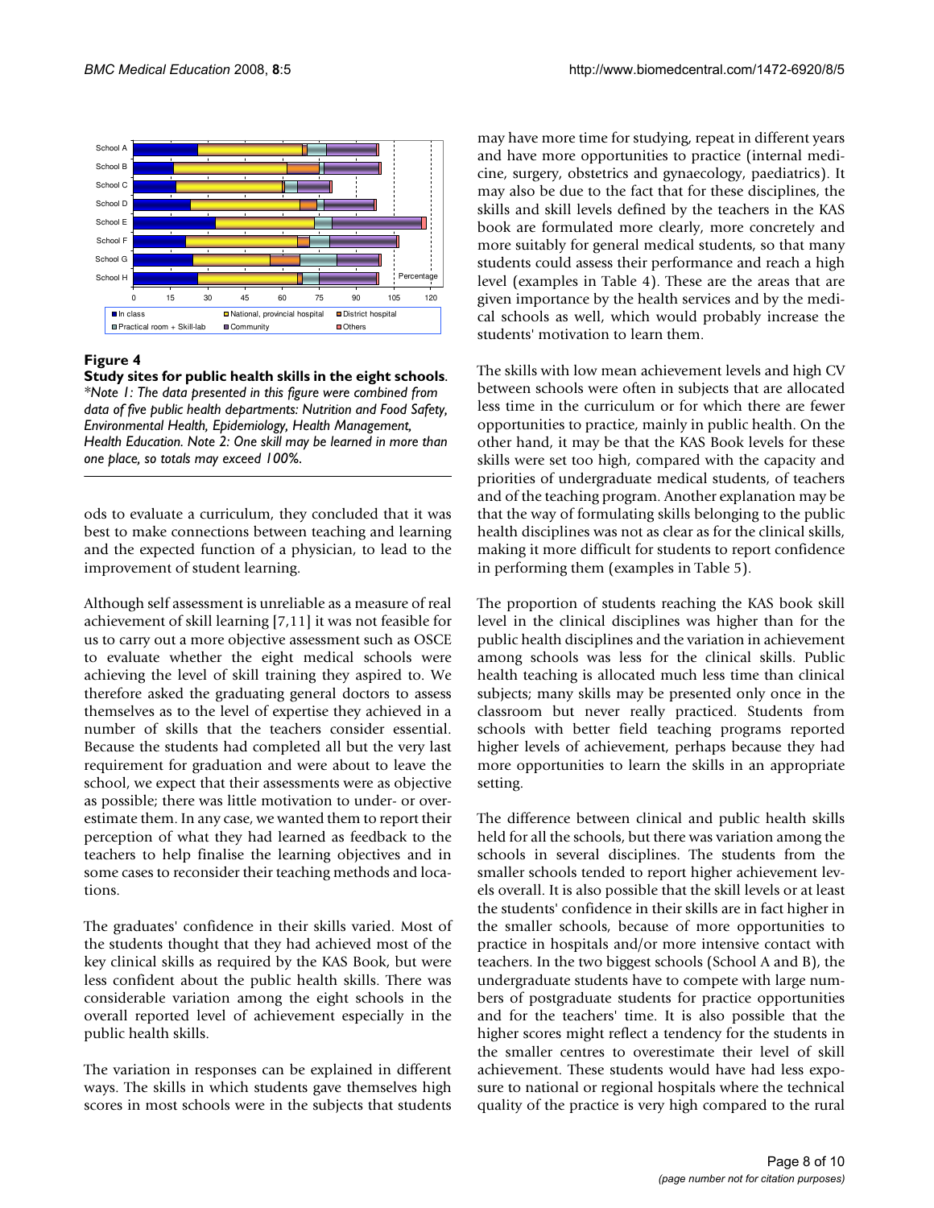**Figure 4**

**Study sites for public health skills in the eight schools**. *\*Note 1: The data presented in this figure were combined from data of five public health departments: Nutrition and Food Safety, Environmental Health, Epidemiology, Health Management, Health Education. Note 2: One skill may be learned in more than one place, so totals may exceed 100%.*

ods to evaluate a curriculum, they concluded that it was best to make connections between teaching and learning and the expected function of a physician, to lead to the improvement of student learning.

Although self assessment is unreliable as a measure of real achievement of skill learning [7,11] it was not feasible for us to carry out a more objective assessment such as OSCE to evaluate whether the eight medical schools were achieving the level of skill training they aspired to. We therefore asked the graduating general doctors to assess themselves as to the level of expertise they achieved in a number of skills that the teachers consider essential. Because the students had completed all but the very last requirement for graduation and were about to leave the school, we expect that their assessments were as objective as possible; there was little motivation to under- or overestimate them. In any case, we wanted them to report their perception of what they had learned as feedback to the teachers to help finalise the learning objectives and in some cases to reconsider their teaching methods and locations.

The graduates' confidence in their skills varied. Most of the students thought that they had achieved most of the key clinical skills as required by the KAS Book, but were less confident about the public health skills. There was considerable variation among the eight schools in the overall reported level of achievement especially in the public health skills.

The variation in responses can be explained in different ways. The skills in which students gave themselves high scores in most schools were in the subjects that students may have more time for studying, repeat in different years and have more opportunities to practice (internal medicine, surgery, obstetrics and gynaecology, paediatrics). It may also be due to the fact that for these disciplines, the skills and skill levels defined by the teachers in the KAS book are formulated more clearly, more concretely and more suitably for general medical students, so that many students could assess their performance and reach a high level (examples in Table 4). These are the areas that are given importance by the health services and by the medical schools as well, which would probably increase the students' motivation to learn them.

The skills with low mean achievement levels and high CV between schools were often in subjects that are allocated less time in the curriculum or for which there are fewer opportunities to practice, mainly in public health. On the other hand, it may be that the KAS Book levels for these skills were set too high, compared with the capacity and priorities of undergraduate medical students, of teachers and of the teaching program. Another explanation may be that the way of formulating skills belonging to the public health disciplines was not as clear as for the clinical skills, making it more difficult for students to report confidence in performing them (examples in Table 5).

The proportion of students reaching the KAS book skill level in the clinical disciplines was higher than for the public health disciplines and the variation in achievement among schools was less for the clinical skills. Public health teaching is allocated much less time than clinical subjects; many skills may be presented only once in the classroom but never really practiced. Students from schools with better field teaching programs reported higher levels of achievement, perhaps because they had more opportunities to learn the skills in an appropriate setting.

The difference between clinical and public health skills held for all the schools, but there was variation among the schools in several disciplines. The students from the smaller schools tended to report higher achievement levels overall. It is also possible that the skill levels or at least the students' confidence in their skills are in fact higher in the smaller schools, because of more opportunities to practice in hospitals and/or more intensive contact with teachers. In the two biggest schools (School A and B), the undergraduate students have to compete with large numbers of postgraduate students for practice opportunities and for the teachers' time. It is also possible that the higher scores might reflect a tendency for the students in the smaller centres to overestimate their level of skill achievement. These students would have had less exposure to national or regional hospitals where the technical quality of the practice is very high compared to the rural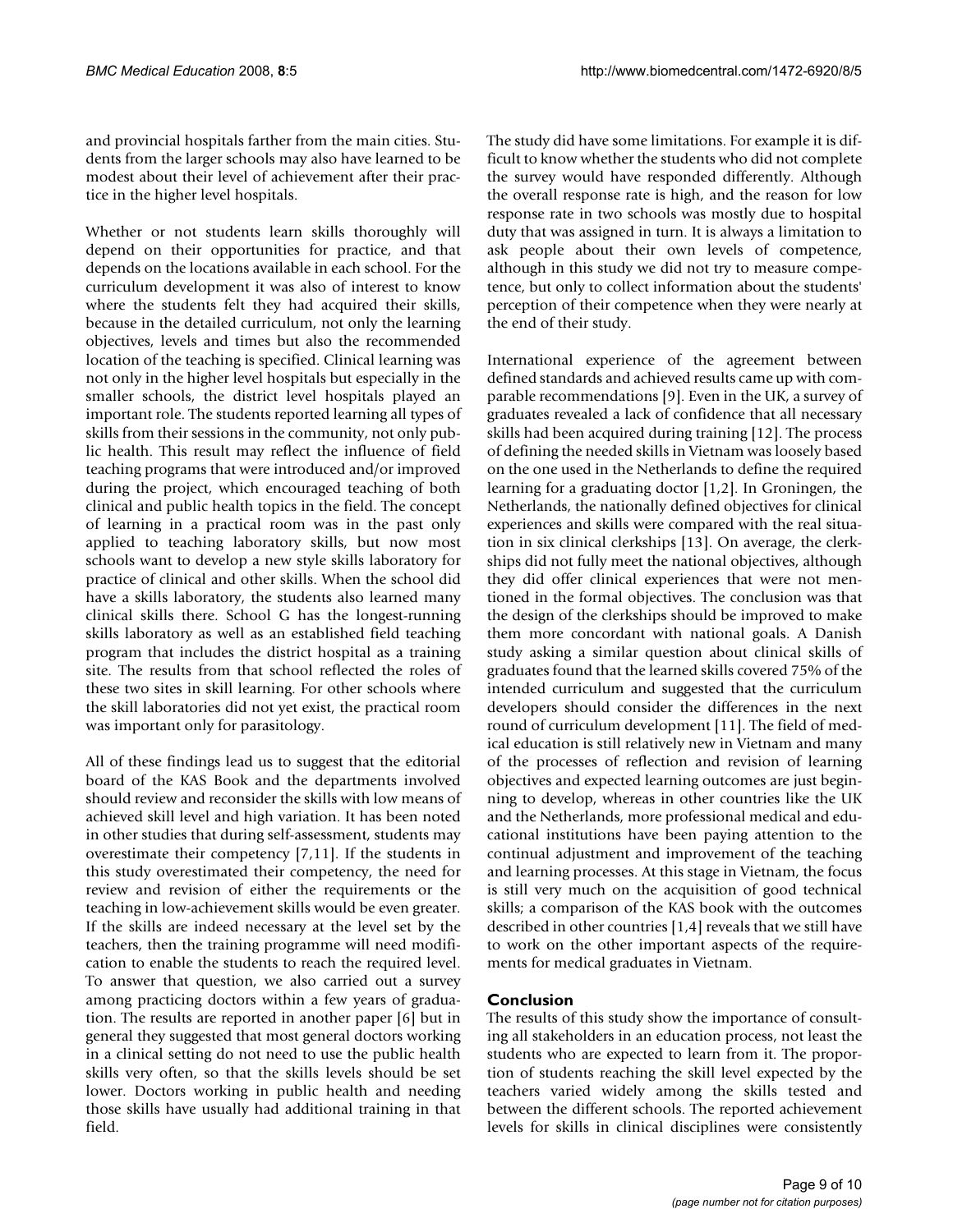and provincial hospitals farther from the main cities. Students from the larger schools may also have learned to be modest about their level of achievement after their practice in the higher level hospitals.

Whether or not students learn skills thoroughly will depend on their opportunities for practice, and that depends on the locations available in each school. For the curriculum development it was also of interest to know where the students felt they had acquired their skills, because in the detailed curriculum, not only the learning objectives, levels and times but also the recommended location of the teaching is specified. Clinical learning was not only in the higher level hospitals but especially in the smaller schools, the district level hospitals played an important role. The students reported learning all types of skills from their sessions in the community, not only public health. This result may reflect the influence of field teaching programs that were introduced and/or improved during the project, which encouraged teaching of both clinical and public health topics in the field. The concept of learning in a practical room was in the past only applied to teaching laboratory skills, but now most schools want to develop a new style skills laboratory for practice of clinical and other skills. When the school did have a skills laboratory, the students also learned many clinical skills there. School G has the longest-running skills laboratory as well as an established field teaching program that includes the district hospital as a training site. The results from that school reflected the roles of these two sites in skill learning. For other schools where the skill laboratories did not yet exist, the practical room was important only for parasitology.

All of these findings lead us to suggest that the editorial board of the KAS Book and the departments involved should review and reconsider the skills with low means of achieved skill level and high variation. It has been noted in other studies that during self-assessment, students may overestimate their competency [7,11]. If the students in this study overestimated their competency, the need for review and revision of either the requirements or the teaching in low-achievement skills would be even greater. If the skills are indeed necessary at the level set by the teachers, then the training programme will need modification to enable the students to reach the required level. To answer that question, we also carried out a survey among practicing doctors within a few years of graduation. The results are reported in another paper [6] but in general they suggested that most general doctors working in a clinical setting do not need to use the public health skills very often, so that the skills levels should be set lower. Doctors working in public health and needing those skills have usually had additional training in that field.

The study did have some limitations. For example it is difficult to know whether the students who did not complete the survey would have responded differently. Although the overall response rate is high, and the reason for low response rate in two schools was mostly due to hospital duty that was assigned in turn. It is always a limitation to ask people about their own levels of competence, although in this study we did not try to measure competence, but only to collect information about the students' perception of their competence when they were nearly at the end of their study.

International experience of the agreement between defined standards and achieved results came up with comparable recommendations [9]. Even in the UK, a survey of graduates revealed a lack of confidence that all necessary skills had been acquired during training [12]. The process of defining the needed skills in Vietnam was loosely based on the one used in the Netherlands to define the required learning for a graduating doctor [1,2]. In Groningen, the Netherlands, the nationally defined objectives for clinical experiences and skills were compared with the real situation in six clinical clerkships [13]. On average, the clerkships did not fully meet the national objectives, although they did offer clinical experiences that were not mentioned in the formal objectives. The conclusion was that the design of the clerkships should be improved to make them more concordant with national goals. A Danish study asking a similar question about clinical skills of graduates found that the learned skills covered 75% of the intended curriculum and suggested that the curriculum developers should consider the differences in the next round of curriculum development [11]. The field of medical education is still relatively new in Vietnam and many of the processes of reflection and revision of learning objectives and expected learning outcomes are just beginning to develop, whereas in other countries like the UK and the Netherlands, more professional medical and educational institutions have been paying attention to the continual adjustment and improvement of the teaching and learning processes. At this stage in Vietnam, the focus is still very much on the acquisition of good technical skills; a comparison of the KAS book with the outcomes described in other countries [1,4] reveals that we still have to work on the other important aspects of the requirements for medical graduates in Vietnam.

## Conclusion

The results of this study show the importance of consulting all stakeholders in an education process, not least the students who are expected to learn from it. The proportion of students reaching the skill level expected by the teachers varied widely among the skills tested and between the different schools. The reported achievement levels for skills in clinical disciplines were consistently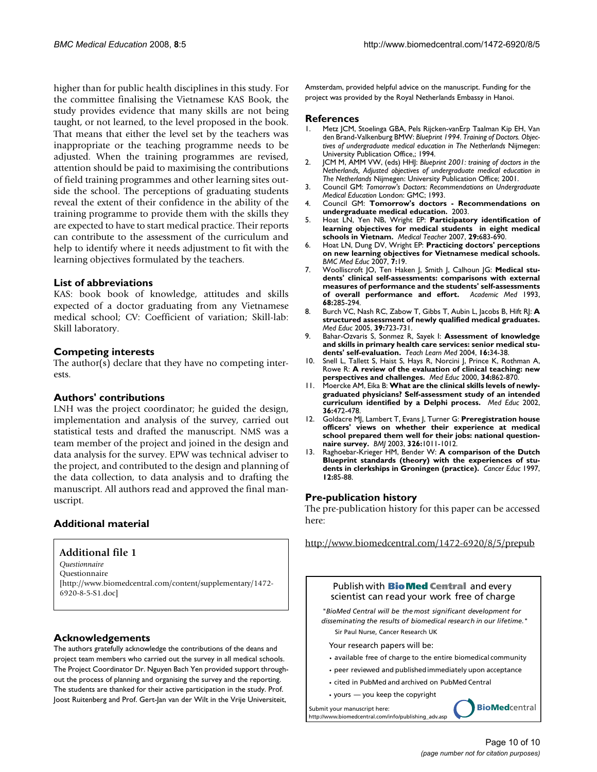higher than for public health disciplines in this study. For the committee finalising the Vietnamese KAS Book, the study provides evidence that many skills are not being taught, or not learned, to the level proposed in the book. That means that either the level set by the teachers was inappropriate or the teaching programme needs to be adjusted. When the training programmes are revised, attention should be paid to maximising the contributions of field training programmes and other learning sites outside the school. The perceptions of graduating students reveal the extent of their confidence in the ability of the training programme to provide them with the skills they are expected to have to start medical practice. Their reports can contribute to the assessment of the curriculum and help to identify where it needs adjustment to fit with the learning objectives formulated by the teachers.

## List of abbreviations

KAS: book book of knowledge, attitudes and skills expected of a doctor graduating from any Vietnamese medical school; CV: Coefficient of variation; Skill-lab: Skill laboratory.

## Competing interests

The author(s) declare that they have no competing interests.

## Authors' contributions

LNH was the project coordinator; he guided the design, implementation and analysis of the survey, carried out statistical tests and drafted the manuscript. NMS was a team member of the project and joined in the design and data analysis for the survey. EPW was technical adviser to the project, and contributed to the design and planning of the data collection, to data analysis and to drafting the manuscript. All authors read and approved the final manuscript.

## Additional material

**Additional file 1**
*Questionnaire*
Questionnaire
[http://www.biomedcentral.com/content/supplementary/1472-6920-8-5-S1.doc]

## Acknowledgements

The authors gratefully acknowledge the contributions of the deans and project team members who carried out the survey in all medical schools. The Project Coordinator Dr. Nguyen Bach Yen provided support throughout the process of planning and organising the survey and the reporting. The students are thanked for their active participation in the study. Prof. Joost Ruitenberg and Prof. Gert-Jan van der Wilt in the Vrije Universiteit, Amsterdam, provided helpful advice on the manuscript. Funding for the project was provided by the Royal Netherlands Embassy in Hanoi.

## References

1. Metz JCM, Stoelinga GBA, Pels Rijcken-vanErp Taalman Kip EH, Van den Brand-Valkenburg BMW: *Blueprint 1994. Training of Doctors. Objectives of undergraduate medical education in The Netherlands* Nijmegen: University Publication Office,; 1994.
2. JCM M, AMM VW, (eds) HHJ: *Blueprint 2001: training of doctors in the Netherlands, Adjusted objectives of undergraduate medical education in The Netherlands* Nijmegen: University Publication Office; 2001.
3. Council GM: *Tomorrow's Doctors: Recommendations on Undergraduate Medical Education* London: GMC; 1993.
4. Council GM: **Tomorrow's doctors - Recommendations on undergraduate medical education.** 2003.
5. Hoat LN, Yen NB, Wright EP: **Participatory identification of learning objectives for medical students in eight medical schools in Vietnam.** *Medical Teacher* 2007, **29:**683-690.
6. Hoat LN, Dung DV, Wright EP: **Practicing doctors' perceptions on new learning objectives for Vietnamese medical schools.** *BMC Med Educ* 2007, **7:**19.
7. Woolliscroft JO, Ten Haken J, Smith J, Calhoun JG: **Medical students' clinical self-assessments: comparisons with external measures of performance and the students' self-assessments of overall performance and effort.** *Academic Med* 1993, **68:**285-294.
8. Burch VC, Nash RC, Zabow T, Gibbs T, Aubin L, Jacobs B, Hift RJ: **A structured assessment of newly qualified medical graduates.** *Med Educ* 2005, **39:**723-731.
9. Bahar-Ozvaris S, Sonmez R, Sayek I: **Assessment of knowledge and skills in primary health care services: senior medical students' self-evaluation.** *Teach Learn Med* 2004, **16:**34-38.
10. Snell L, Tallett S, Haist S, Hays R, Norcini J, Prince K, Rothman A, Rowe R: **A review of the evaluation of clinical teaching: new perspectives and challenges.** *Med Educ* 2000, **34:**862-870.
11. Moercke AM, Eika B: **What are the clinical skills levels of newly-graduated physicians? Self-assessment study of an intended curriculum identified by a Delphi process.** *Med Educ* 2002, **36:**472-478.
12. Goldacre MJ, Lambert T, Evans J, Turner G: **Preregistration house officers' views on whether their experience at medical school prepared them well for their jobs: national questionnaire survey.** *BMJ* 2003, **326:**1011-1012.
13. Raghoebar-Krieger HM, Bender W: **A comparison of the Dutch Blueprint standards (theory) with the experiences of students in clerkships in Groningen (practice).** *Cancer Educ* 1997, **12:**85-88.

## Pre-publication history

The pre-publication history for this paper can be accessed here:

http://www.biomedcentral.com/1472-6920/8/5/prepub